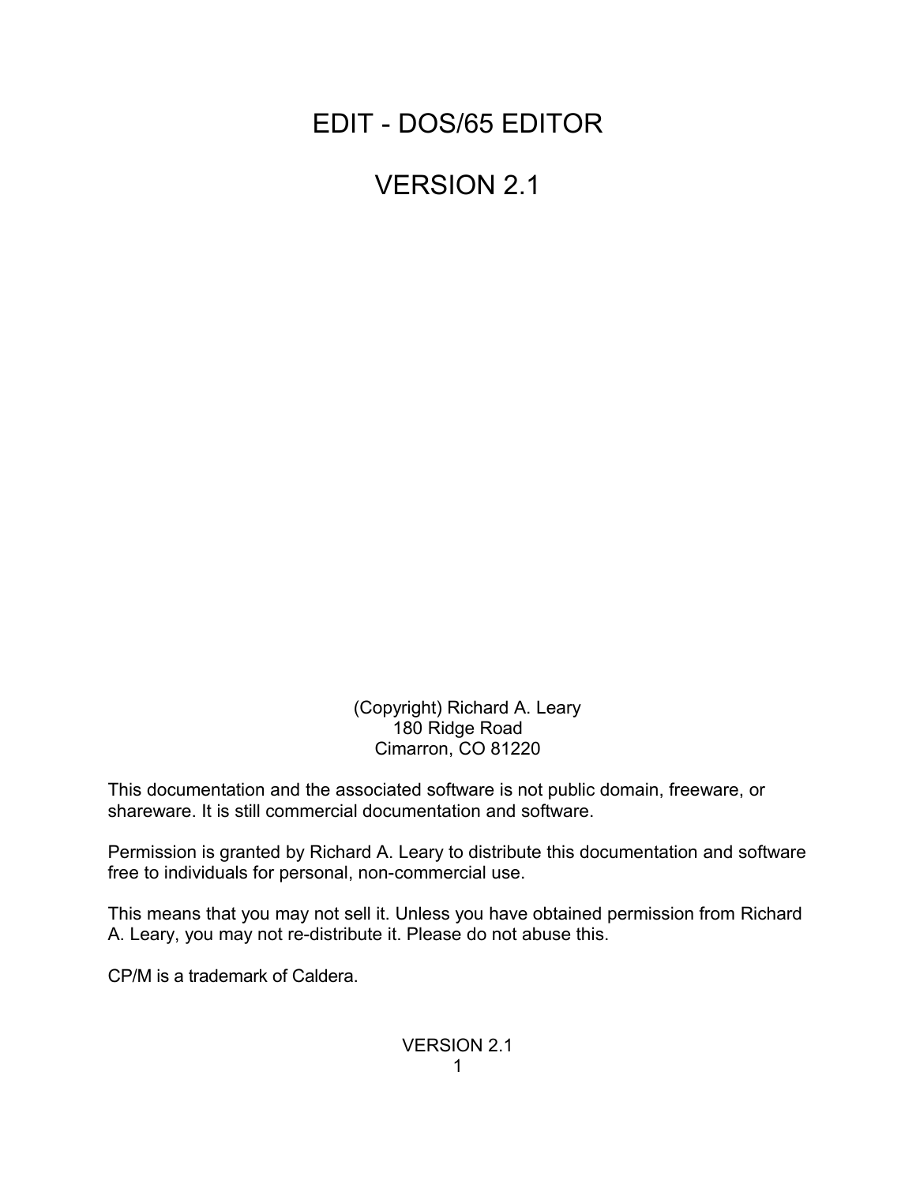# EDIT - DOS/65 EDITOR

# VERSION 2.1

(Copyright) Richard A. Leary
180 Ridge Road
Cimarron, CO 81220

This documentation and the associated software is not public domain, freeware, or shareware. It is still commercial documentation and software.

Permission is granted by Richard A. Leary to distribute this documentation and software free to individuals for personal, non-commercial use.

This means that you may not sell it. Unless you have obtained permission from Richard A. Leary, you may not re-distribute it. Please do not abuse this.

CP/M is a trademark of Caldera.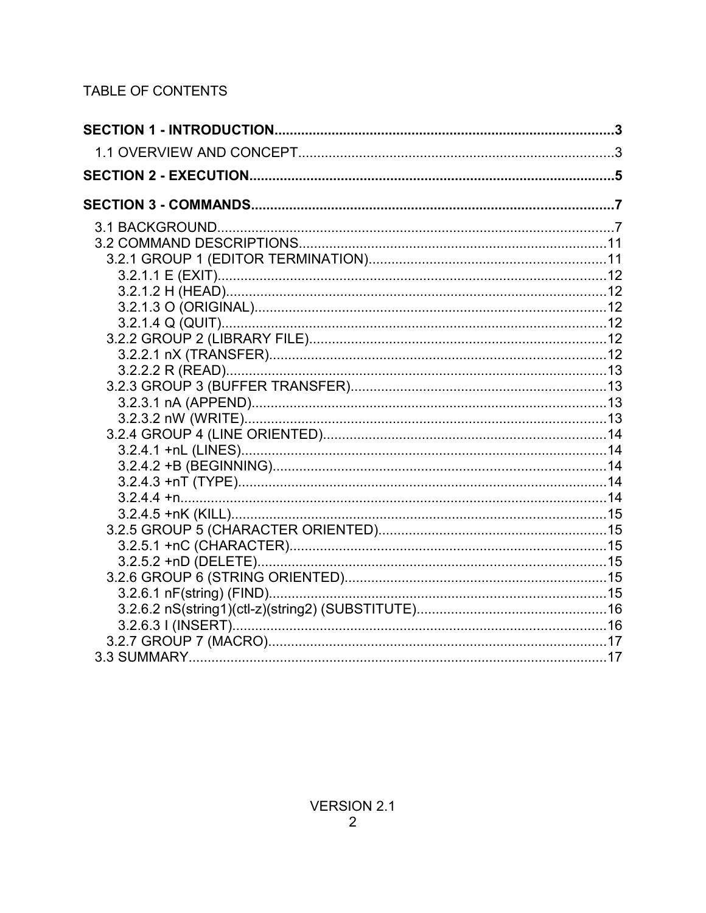TABLE OF CONTENTS

**SECTION 1 - INTRODUCTION**........................................................................................3

- 1.1 OVERVIEW AND CONCEPT..................................................................................3

**SECTION 2 - EXECUTION**...............................................................................................5

**SECTION 3 - COMMANDS**...............................................................................................7

- 3.1 BACKGROUND........................................................................................................7
- 3.2 COMMAND DESCRIPTIONS.................................................................................11
  - 3.2.1 GROUP 1 (EDITOR TERMINATION)..............................................................11
    - 3.2.1.1 E (EXIT)......................................................................................................12
    - 3.2.1.2 H (HEAD)....................................................................................................12
    - 3.2.1.3 O (ORIGINAL).............................................................................................12
    - 3.2.1.4 Q (QUIT)......................................................................................................12
  - 3.2.2 GROUP 2 (LIBRARY FILE)..............................................................................12
    - 3.2.2.1 nX (TRANSFER)..........................................................................................12
    - 3.2.2.2 R (READ).....................................................................................................13
  - 3.2.3 GROUP 3 (BUFFER TRANSFER)...................................................................13
    - 3.2.3.1 nA (APPEND)...............................................................................................13
    - 3.2.3.2 nW (WRITE)................................................................................................13
  - 3.2.4 GROUP 4 (LINE ORIENTED)..........................................................................14
    - 3.2.4.1 +nL (LINES).................................................................................................14
    - 3.2.4.2 +B (BEGINNING).........................................................................................14
    - 3.2.4.3 +nT (TYPE)..................................................................................................14
    - 3.2.4.4 +n.................................................................................................................14
    - 3.2.4.5 +nK (KILL)....................................................................................................15
  - 3.2.5 GROUP 5 (CHARACTER ORIENTED)............................................................15
    - 3.2.5.1 +nC (CHARACTER)....................................................................................15
    - 3.2.5.2 +nD (DELETE).............................................................................................15
  - 3.2.6 GROUP 6 (STRING ORIENTED).....................................................................15
    - 3.2.6.1 nF(string) (FIND)..........................................................................................15
    - 3.2.6.2 nS(string1)(ctl-z)(string2) (SUBSTITUTE)..................................................16
    - 3.2.6.3 I (INSERT)...................................................................................................16
  - 3.2.7 GROUP 7 (MACRO).........................................................................................17
- 3.3 SUMMARY..............................................................................................................17

VERSION 2.1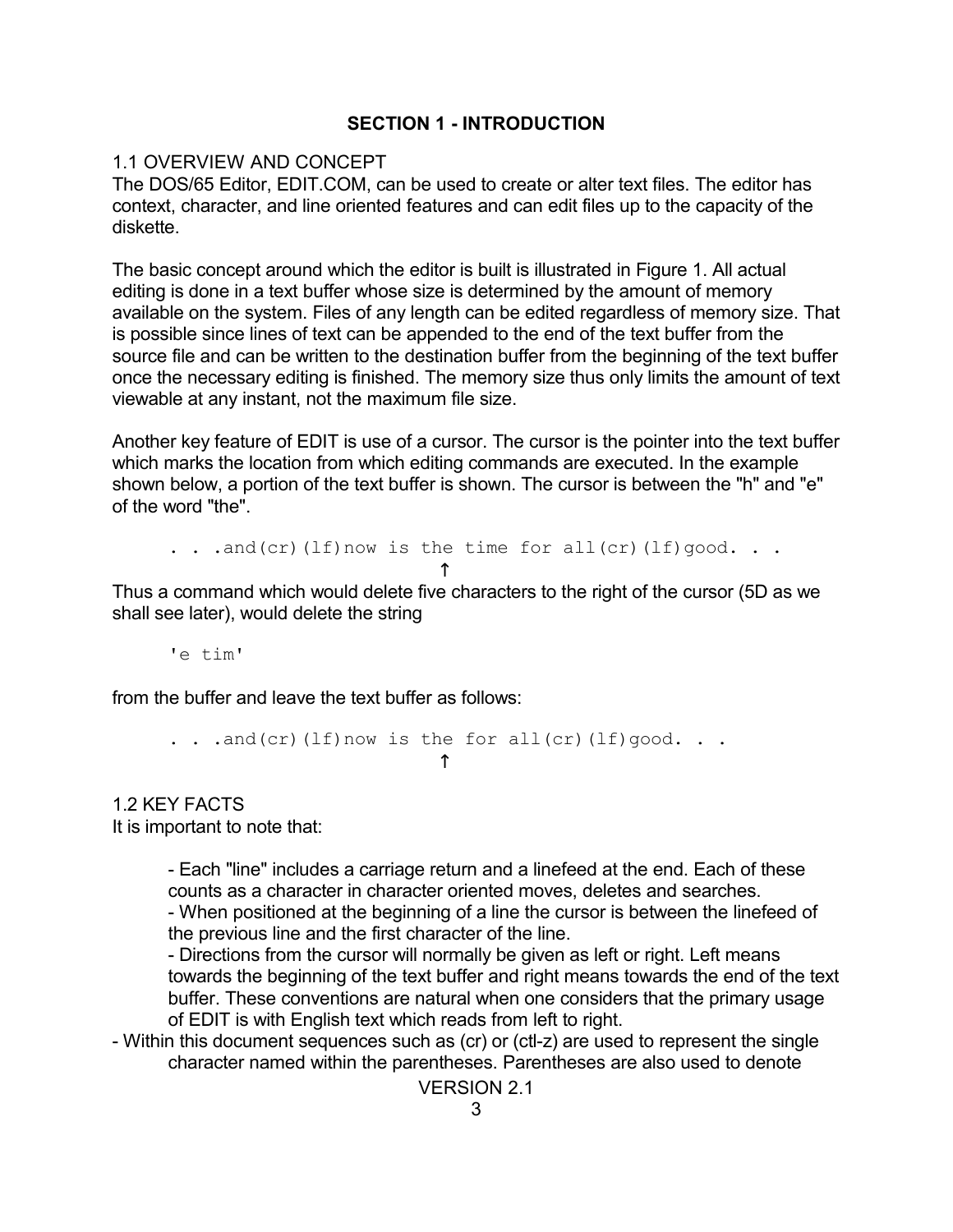## SECTION 1 - INTRODUCTION

### 1.1 OVERVIEW AND CONCEPT

The DOS/65 Editor, EDIT.COM, can be used to create or alter text files. The editor has context, character, and line oriented features and can edit files up to the capacity of the diskette.

The basic concept around which the editor is built is illustrated in Figure 1. All actual editing is done in a text buffer whose size is determined by the amount of memory available on the system. Files of any length can be edited regardless of memory size. That is possible since lines of text can be appended to the end of the text buffer from the source file and can be written to the destination buffer from the beginning of the text buffer once the necessary editing is finished. The memory size thus only limits the amount of text viewable at any instant, not the maximum file size.

Another key feature of EDIT is use of a cursor. The cursor is the pointer into the text buffer which marks the location from which editing commands are executed. In the example shown below, a portion of the text buffer is shown. The cursor is between the "h" and "e" of the word "the".

```
. . .and(cr)(lf)now is the time for all(cr)(lf)good. . .
                          ↑
```

Thus a command which would delete five characters to the right of the cursor (5D as we shall see later), would delete the string

```
'e tim'
```

from the buffer and leave the text buffer as follows:

```
. . .and(cr)(lf)now is the for all(cr)(lf)good. . .
                          ↑
```

### 1.2 KEY FACTS

It is important to note that:

- Each "line" includes a carriage return and a linefeed at the end. Each of these counts as a character in character oriented moves, deletes and searches.
- When positioned at the beginning of a line the cursor is between the linefeed of the previous line and the first character of the line.
- Directions from the cursor will normally be given as left or right. Left means towards the beginning of the text buffer and right means towards the end of the text buffer. These conventions are natural when one considers that the primary usage of EDIT is with English text which reads from left to right.
- Within this document sequences such as (cr) or (ctl-z) are used to represent the single character named within the parentheses. Parentheses are also used to denote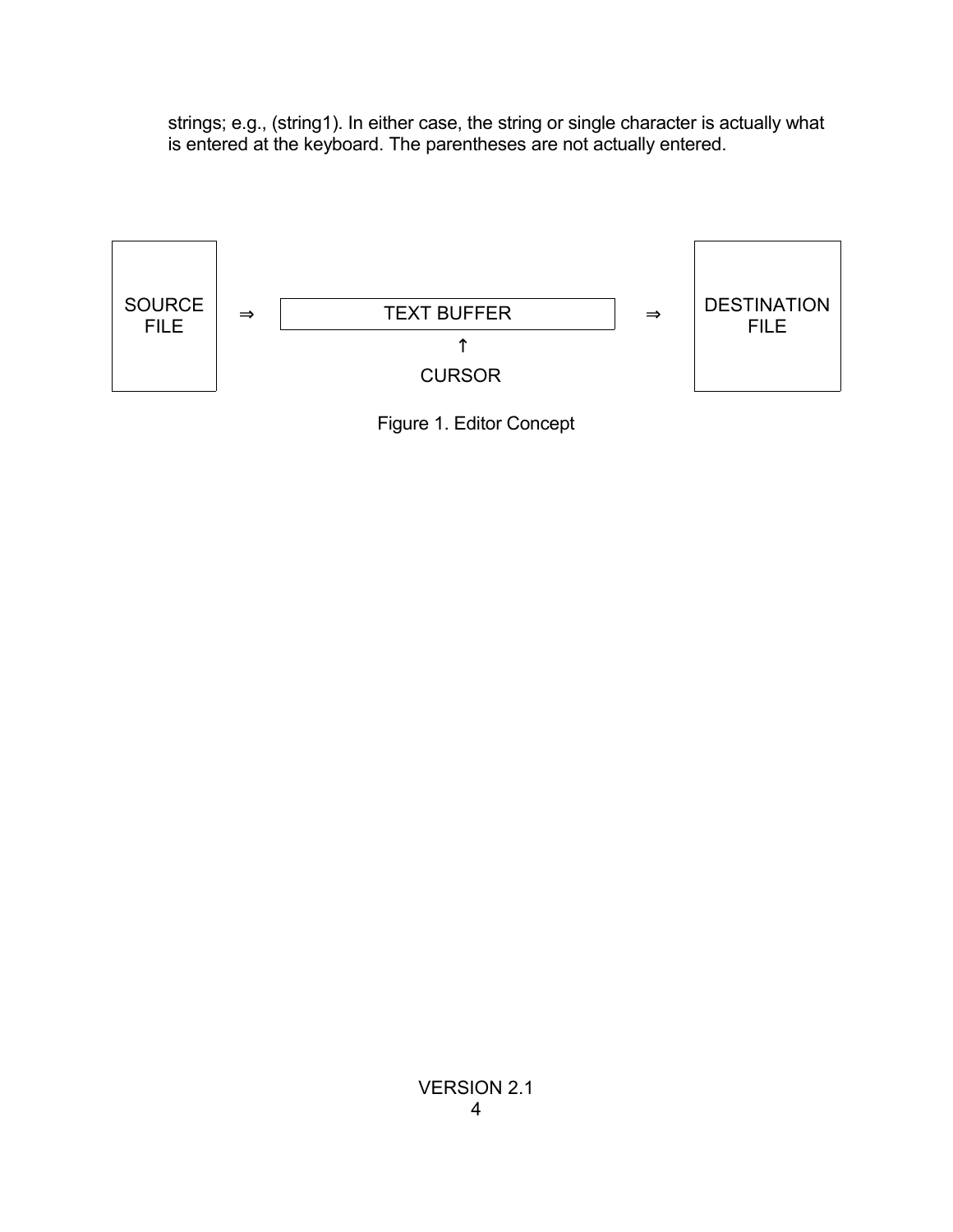strings; e.g., (string1). In either case, the string or single character is actually what is entered at the keyboard. The parentheses are not actually entered.

```
SOURCE FILE  ⇒  [ TEXT BUFFER ]  ⇒  DESTINATION FILE
                      ↑
                    CURSOR
```

Figure 1. Editor Concept

VERSION 2.1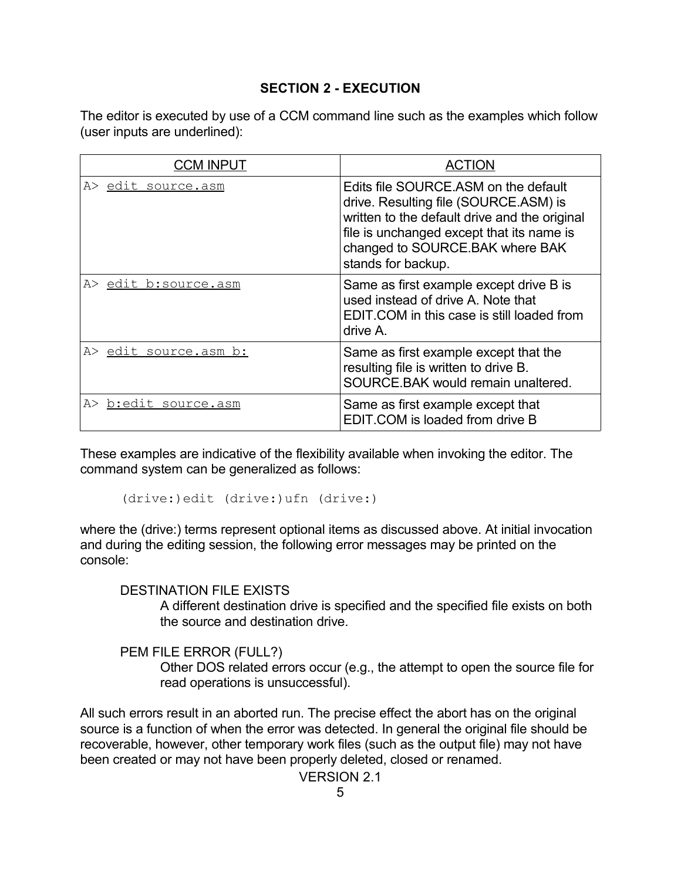## SECTION 2 - EXECUTION

The editor is executed by use of a CCM command line such as the examples which follow (user inputs are underlined):

| CCM INPUT | ACTION |
|---|---|
| `A> edit source.asm` | Edits file SOURCE.ASM on the default drive. Resulting file (SOURCE.ASM) is written to the default drive and the original file is unchanged except that its name is changed to SOURCE.BAK where BAK stands for backup. |
| `A> edit b:source.asm` | Same as first example except drive B is used instead of drive A. Note that EDIT.COM in this case is still loaded from drive A. |
| `A> edit source.asm b:` | Same as first example except that the resulting file is written to drive B. SOURCE.BAK would remain unaltered. |
| `A> b:edit source.asm` | Same as first example except that EDIT.COM is loaded from drive B |

These examples are indicative of the flexibility available when invoking the editor. The command system can be generalized as follows:

```
(drive:)edit (drive:)ufn (drive:)
```

where the (drive:) terms represent optional items as discussed above. At initial invocation and during the editing session, the following error messages may be printed on the console:

DESTINATION FILE EXISTS
: A different destination drive is specified and the specified file exists on both the source and destination drive.

PEM FILE ERROR (FULL?)
: Other DOS related errors occur (e.g., the attempt to open the source file for read operations is unsuccessful).

All such errors result in an aborted run. The precise effect the abort has on the original source is a function of when the error was detected. In general the original file should be recoverable, however, other temporary work files (such as the output file) may not have been created or may not have been properly deleted, closed or renamed.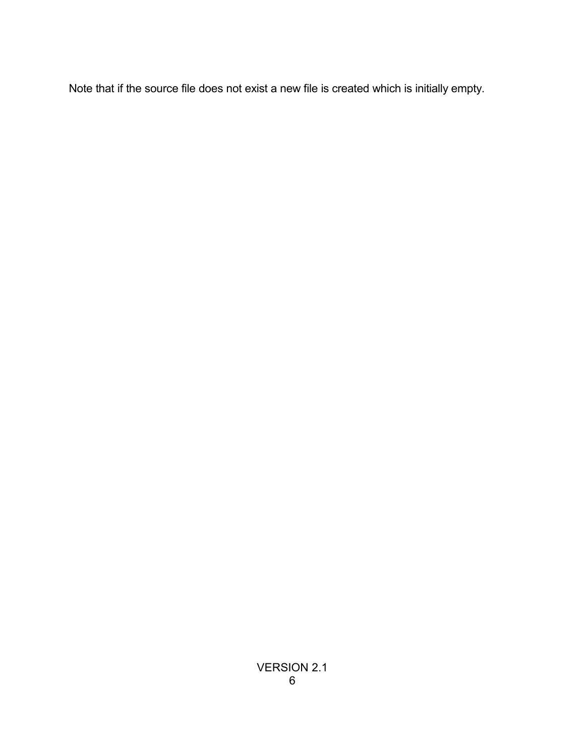Note that if the source file does not exist a new file is created which is initially empty.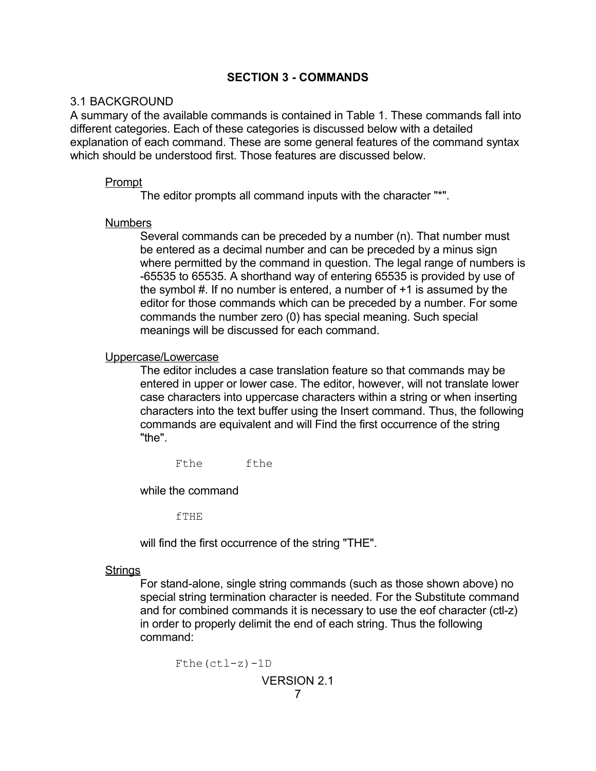## SECTION 3 - COMMANDS

### 3.1 BACKGROUND

A summary of the available commands is contained in Table 1. These commands fall into different categories. Each of these categories is discussed below with a detailed explanation of each command. These are some general features of the command syntax which should be understood first. Those features are discussed below.

<u>Prompt</u>

The editor prompts all command inputs with the character "*".

<u>Numbers</u>

Several commands can be preceded by a number (n). That number must be entered as a decimal number and can be preceded by a minus sign where permitted by the command in question. The legal range of numbers is -65535 to 65535. A shorthand way of entering 65535 is provided by use of the symbol #. If no number is entered, a number of +1 is assumed by the editor for those commands which can be preceded by a number. For some commands the number zero (0) has special meaning. Such special meanings will be discussed for each command.

<u>Uppercase/Lowercase</u>

The editor includes a case translation feature so that commands may be entered in upper or lower case. The editor, however, will not translate lower case characters into uppercase characters within a string or when inserting characters into the text buffer using the Insert command. Thus, the following commands are equivalent and will Find the first occurrence of the string "the".

```
Fthe      fthe
```

while the command

```
fTHE
```

will find the first occurrence of the string "THE".

<u>Strings</u>

For stand-alone, single string commands (such as those shown above) no special string termination character is needed. For the Substitute command and for combined commands it is necessary to use the eof character (ctl-z) in order to properly delimit the end of each string. Thus the following command:

```
Fthe(ctl-z)-1D
```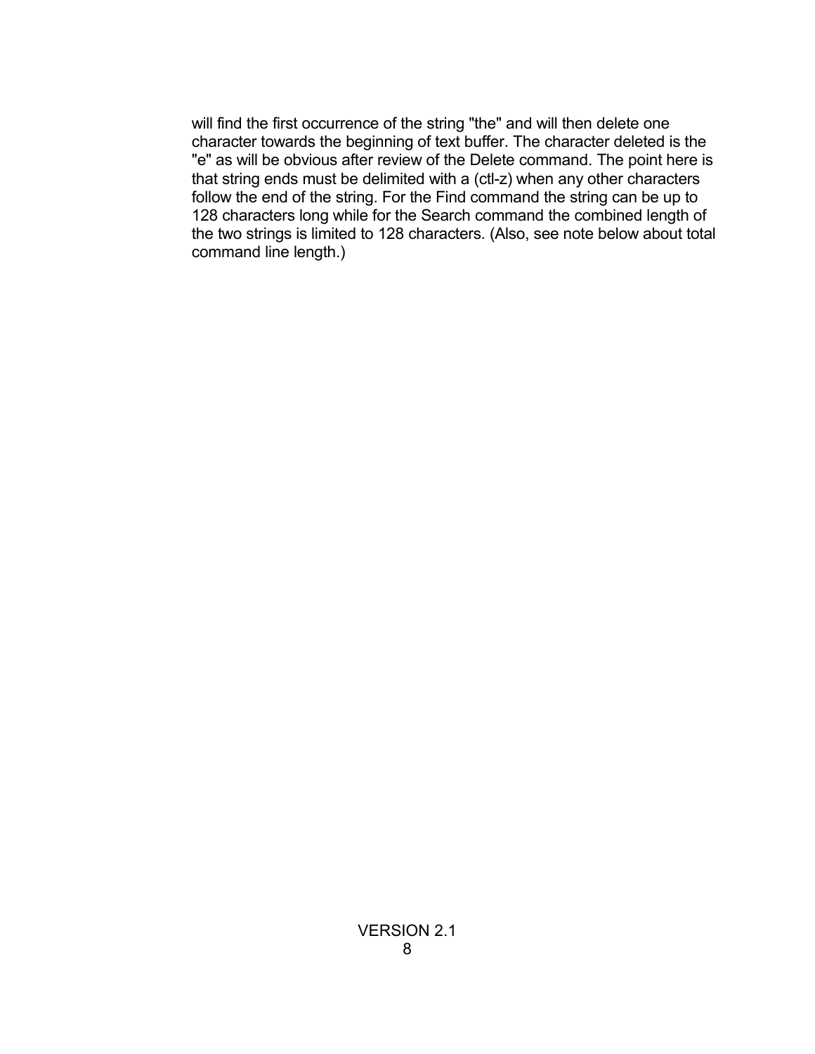will find the first occurrence of the string "the" and will then delete one character towards the beginning of text buffer. The character deleted is the "e" as will be obvious after review of the Delete command. The point here is that string ends must be delimited with a (ctl-z) when any other characters follow the end of the string. For the Find command the string can be up to 128 characters long while for the Search command the combined length of the two strings is limited to 128 characters. (Also, see note below about total command line length.)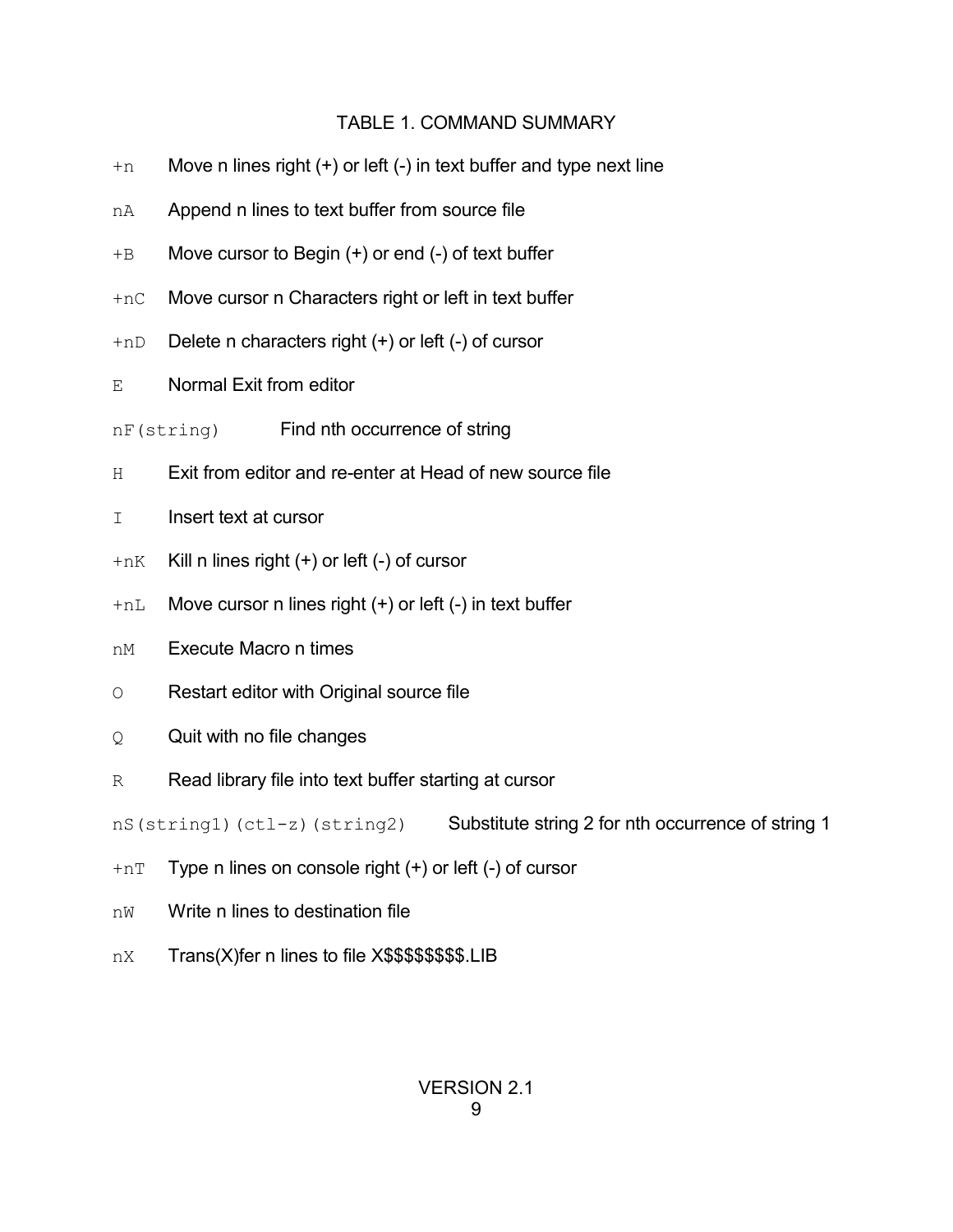## TABLE 1. COMMAND SUMMARY

`+n` Move n lines right (+) or left (-) in text buffer and type next line

`nA` Append n lines to text buffer from source file

`+B` Move cursor to Begin (+) or end (-) of text buffer

`+nC` Move cursor n Characters right or left in text buffer

`+nD` Delete n characters right (+) or left (-) of cursor

`E` Normal Exit from editor

`nF(string)` Find nth occurrence of string

`H` Exit from editor and re-enter at Head of new source file

`I` Insert text at cursor

`+nK` Kill n lines right (+) or left (-) of cursor

`+nL` Move cursor n lines right (+) or left (-) in text buffer

`nM` Execute Macro n times

`O` Restart editor with Original source file

`Q` Quit with no file changes

`R` Read library file into text buffer starting at cursor

`nS(string1)(ctl-z)(string2)` Substitute string 2 for nth occurrence of string 1

`+nT` Type n lines on console right (+) or left (-) of cursor

`nW` Write n lines to destination file

`nX` Trans(X)fer n lines to file X$$$$$$$.LIB

VERSION 2.1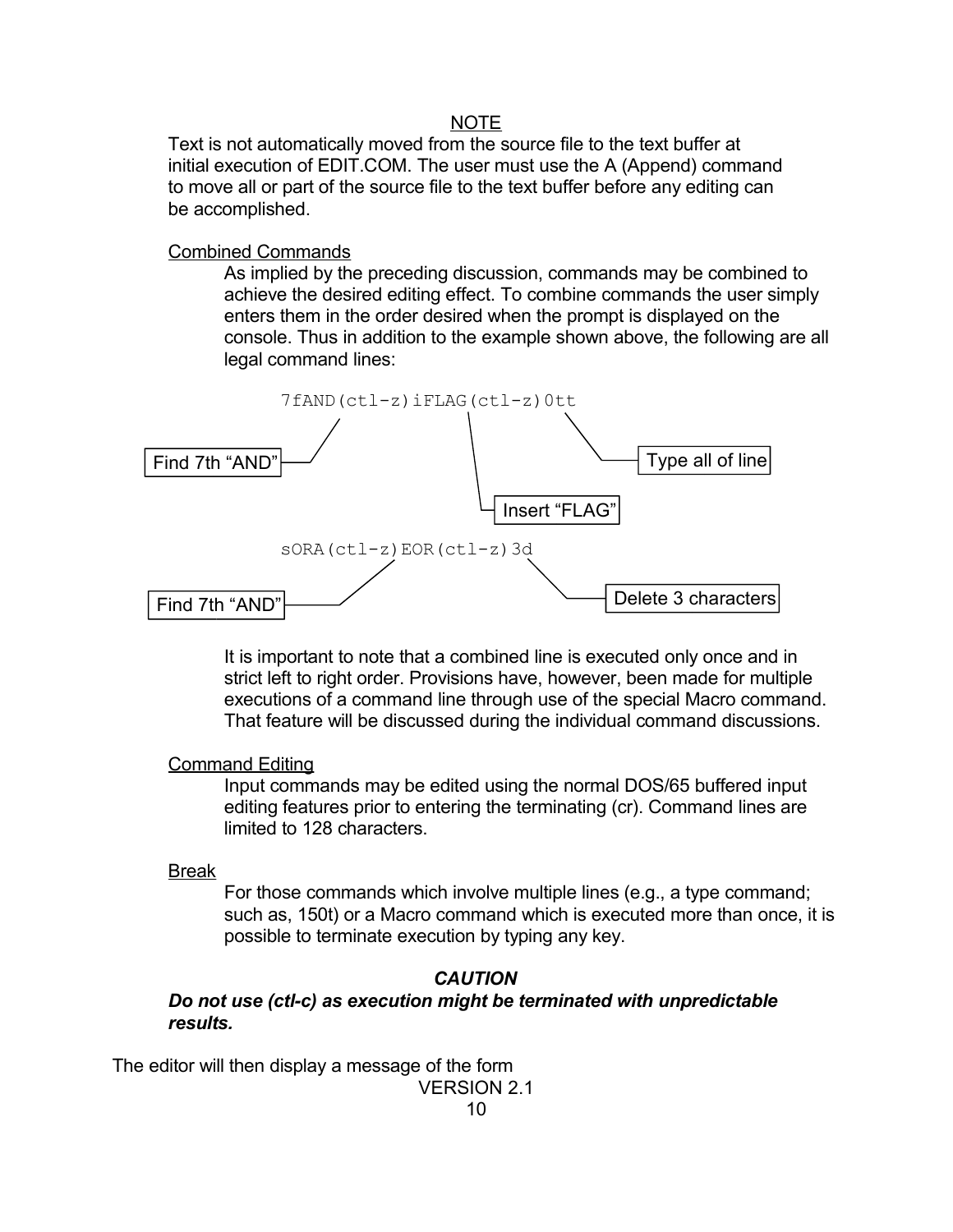NOTE

Text is not automatically moved from the source file to the text buffer at initial execution of EDIT.COM. The user must use the A (Append) command to move all or part of the source file to the text buffer before any editing can be accomplished.

Combined Commands

As implied by the preceding discussion, commands may be combined to achieve the desired editing effect. To combine commands the user simply enters them in the order desired when the prompt is displayed on the console. Thus in addition to the example shown above, the following are all legal command lines:

```
7fAND(ctl-z)iFLAG(ctl-z)0tt
```

- Find 7th "AND"
- Insert "FLAG"
- Type all of line

```
sORA(ctl-z)EOR(ctl-z)3d
```

- Find 7th "AND"
- Delete 3 characters

It is important to note that a combined line is executed only once and in strict left to right order. Provisions have, however, been made for multiple executions of a command line through use of the special Macro command. That feature will be discussed during the individual command discussions.

Command Editing

Input commands may be edited using the normal DOS/65 buffered input editing features prior to entering the terminating (cr). Command lines are limited to 128 characters.

Break

For those commands which involve multiple lines (e.g., a type command; such as, 150t) or a Macro command which is executed more than once, it is possible to terminate execution by typing any key.

***CAUTION***

***Do not use (ctl-c) as execution might be terminated with unpredictable results.***

The editor will then display a message of the form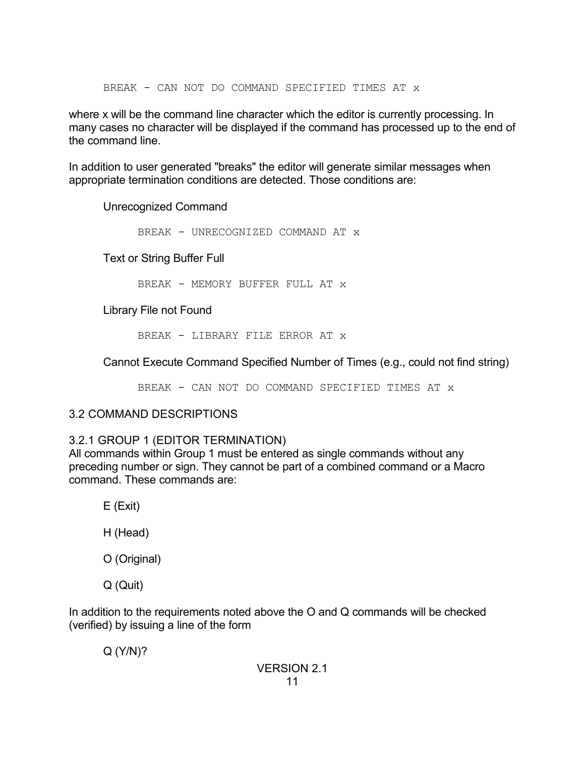```
BREAK - CAN NOT DO COMMAND SPECIFIED TIMES AT x
```

where x will be the command line character which the editor is currently processing. In many cases no character will be displayed if the command has processed up to the end of the command line.

In addition to user generated "breaks" the editor will generate similar messages when appropriate termination conditions are detected. Those conditions are:

Unrecognized Command

```
BREAK - UNRECOGNIZED COMMAND AT x
```

Text or String Buffer Full

```
BREAK - MEMORY BUFFER FULL AT x
```

Library File not Found

```
BREAK - LIBRARY FILE ERROR AT x
```

Cannot Execute Command Specified Number of Times (e.g., could not find string)

```
BREAK - CAN NOT DO COMMAND SPECIFIED TIMES AT x
```

## 3.2 COMMAND DESCRIPTIONS

### 3.2.1 GROUP 1 (EDITOR TERMINATION)

All commands within Group 1 must be entered as single commands without any preceding number or sign. They cannot be part of a combined command or a Macro command. These commands are:

E (Exit)

H (Head)

O (Original)

Q (Quit)

In addition to the requirements noted above the O and Q commands will be checked (verified) by issuing a line of the form

Q (Y/N)?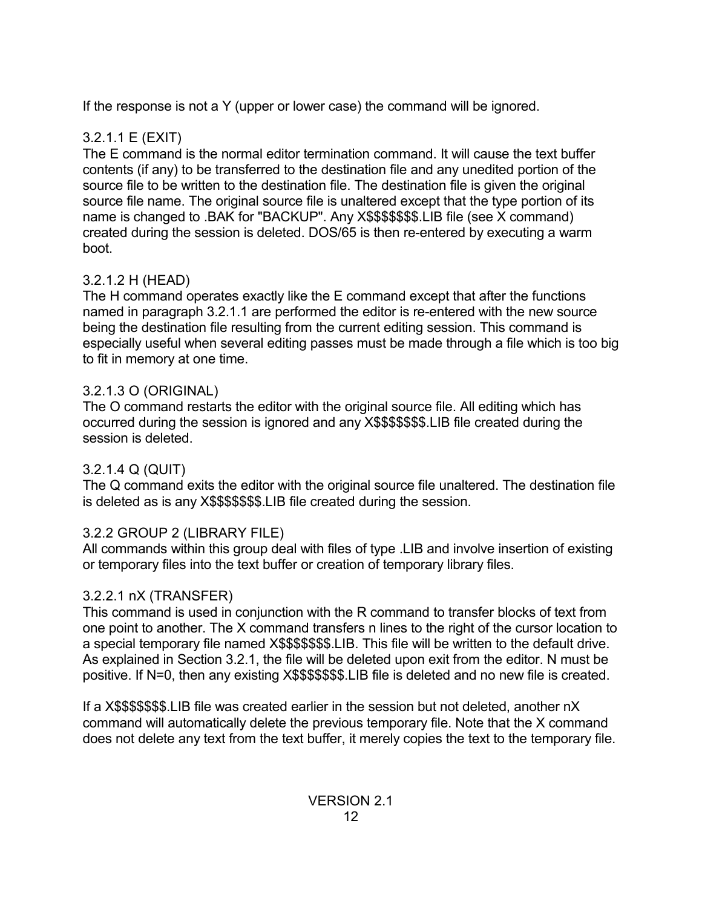If the response is not a Y (upper or lower case) the command will be ignored.

### 3.2.1.1 E (EXIT)

The E command is the normal editor termination command. It will cause the text buffer contents (if any) to be transferred to the destination file and any unedited portion of the source file to be written to the destination file. The destination file is given the original source file name. The original source file is unaltered except that the type portion of its name is changed to .BAK for "BACKUP". Any X$$$$$$$.LIB file (see X command) created during the session is deleted. DOS/65 is then re-entered by executing a warm boot.

### 3.2.1.2 H (HEAD)

The H command operates exactly like the E command except that after the functions named in paragraph 3.2.1.1 are performed the editor is re-entered with the new source being the destination file resulting from the current editing session. This command is especially useful when several editing passes must be made through a file which is too big to fit in memory at one time.

### 3.2.1.3 O (ORIGINAL)

The O command restarts the editor with the original source file. All editing which has occurred during the session is ignored and any X$$$$$$$.LIB file created during the session is deleted.

### 3.2.1.4 Q (QUIT)

The Q command exits the editor with the original source file unaltered. The destination file is deleted as is any X$$$$$$$.LIB file created during the session.

## 3.2.2 GROUP 2 (LIBRARY FILE)

All commands within this group deal with files of type .LIB and involve insertion of existing or temporary files into the text buffer or creation of temporary library files.

### 3.2.2.1 nX (TRANSFER)

This command is used in conjunction with the R command to transfer blocks of text from one point to another. The X command transfers n lines to the right of the cursor location to a special temporary file named X$$$$$$$.LIB. This file will be written to the default drive. As explained in Section 3.2.1, the file will be deleted upon exit from the editor. N must be positive. If N=0, then any existing X$$$$$$$.LIB file is deleted and no new file is created.

If a X$$$$$$$.LIB file was created earlier in the session but not deleted, another nX command will automatically delete the previous temporary file. Note that the X command does not delete any text from the text buffer, it merely copies the text to the temporary file.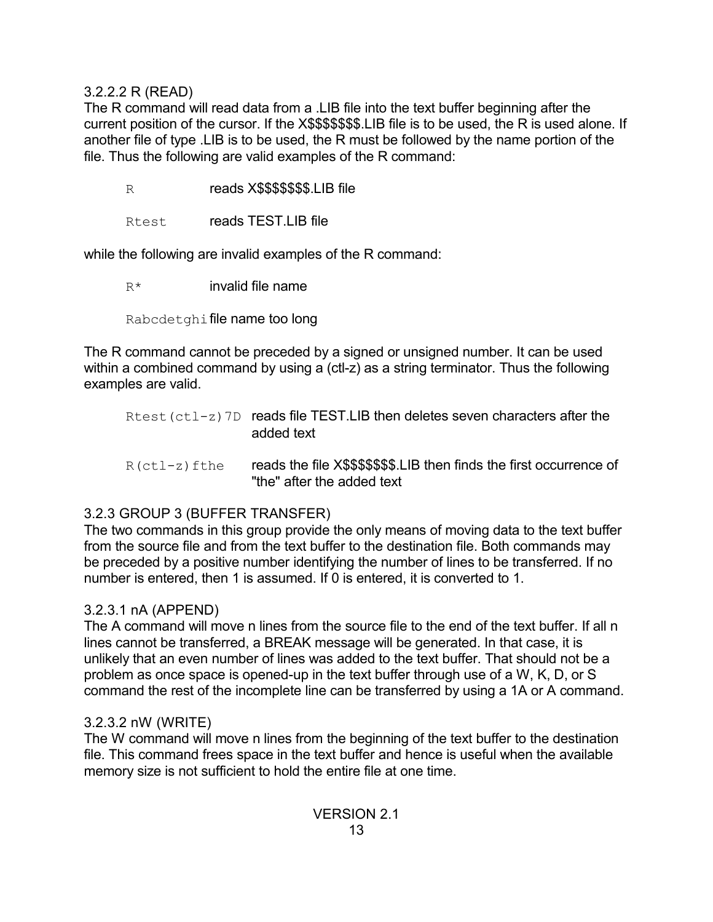### 3.2.2.2 R (READ)

The R command will read data from a .LIB file into the text buffer beginning after the current position of the cursor. If the X$$$$$$$.LIB file is to be used, the R is used alone. If another file of type .LIB is to be used, the R must be followed by the name portion of the file. Thus the following are valid examples of the R command:

| | |
|---|---|
| `R` | reads X$$$$$$$.LIB file |
| `Rtest` | reads TEST.LIB file |

while the following are invalid examples of the R command:

| | |
|---|---|
| `R*` | invalid file name |
| `Rabcdetghi` | file name too long |

The R command cannot be preceded by a signed or unsigned number. It can be used within a combined command by using a (ctl-z) as a string terminator. Thus the following examples are valid.

| | |
|---|---|
| `Rtest(ctl-z)7D` | reads file TEST.LIB then deletes seven characters after the added text |
| `R(ctl-z)fthe` | reads the file X$$$$$$$.LIB then finds the first occurrence of "the" after the added text |

## 3.2.3 GROUP 3 (BUFFER TRANSFER)

The two commands in this group provide the only means of moving data to the text buffer from the source file and from the text buffer to the destination file. Both commands may be preceded by a positive number identifying the number of lines to be transferred. If no number is entered, then 1 is assumed. If 0 is entered, it is converted to 1.

### 3.2.3.1 nA (APPEND)

The A command will move n lines from the source file to the end of the text buffer. If all n lines cannot be transferred, a BREAK message will be generated. In that case, it is unlikely that an even number of lines was added to the text buffer. That should not be a problem as once space is opened-up in the text buffer through use of a W, K, D, or S command the rest of the incomplete line can be transferred by using a 1A or A command.

### 3.2.3.2 nW (WRITE)

The W command will move n lines from the beginning of the text buffer to the destination file. This command frees space in the text buffer and hence is useful when the available memory size is not sufficient to hold the entire file at one time.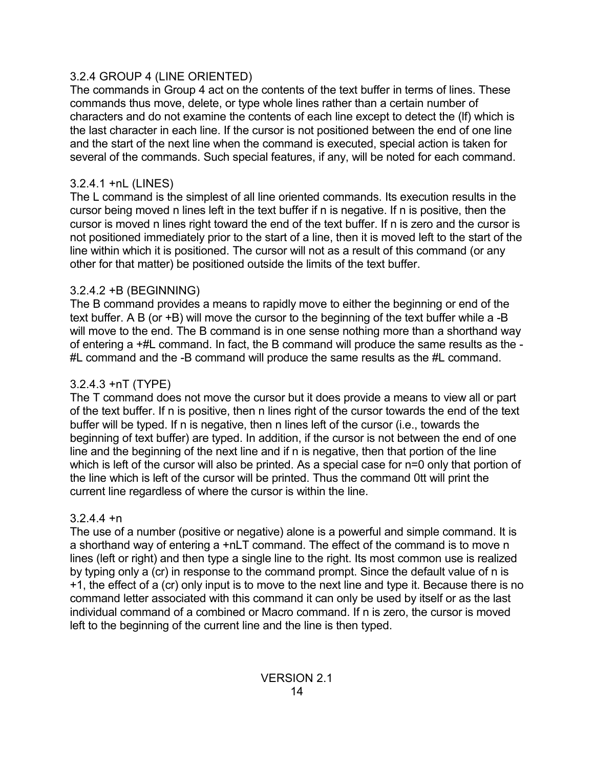### 3.2.4 GROUP 4 (LINE ORIENTED)

The commands in Group 4 act on the contents of the text buffer in terms of lines. These commands thus move, delete, or type whole lines rather than a certain number of characters and do not examine the contents of each line except to detect the (lf) which is the last character in each line. If the cursor is not positioned between the end of one line and the start of the next line when the command is executed, special action is taken for several of the commands. Such special features, if any, will be noted for each command.

#### 3.2.4.1 +nL (LINES)

The L command is the simplest of all line oriented commands. Its execution results in the cursor being moved n lines left in the text buffer if n is negative. If n is positive, then the cursor is moved n lines right toward the end of the text buffer. If n is zero and the cursor is not positioned immediately prior to the start of a line, then it is moved left to the start of the line within which it is positioned. The cursor will not as a result of this command (or any other for that matter) be positioned outside the limits of the text buffer.

#### 3.2.4.2 +B (BEGINNING)

The B command provides a means to rapidly move to either the beginning or end of the text buffer. A B (or +B) will move the cursor to the beginning of the text buffer while a -B will move to the end. The B command is in one sense nothing more than a shorthand way of entering a +#L command. In fact, the B command will produce the same results as the -#L command and the -B command will produce the same results as the #L command.

#### 3.2.4.3 +nT (TYPE)

The T command does not move the cursor but it does provide a means to view all or part of the text buffer. If n is positive, then n lines right of the cursor towards the end of the text buffer will be typed. If n is negative, then n lines left of the cursor (i.e., towards the beginning of text buffer) are typed. In addition, if the cursor is not between the end of one line and the beginning of the next line and if n is negative, then that portion of the line which is left of the cursor will also be printed. As a special case for n=0 only that portion of the line which is left of the cursor will be printed. Thus the command 0tt will print the current line regardless of where the cursor is within the line.

#### 3.2.4.4 +n

The use of a number (positive or negative) alone is a powerful and simple command. It is a shorthand way of entering a +nLT command. The effect of the command is to move n lines (left or right) and then type a single line to the right. Its most common use is realized by typing only a (cr) in response to the command prompt. Since the default value of n is +1, the effect of a (cr) only input is to move to the next line and type it. Because there is no command letter associated with this command it can only be used by itself or as the last individual command of a combined or Macro command. If n is zero, the cursor is moved left to the beginning of the current line and the line is then typed.

VERSION 2.1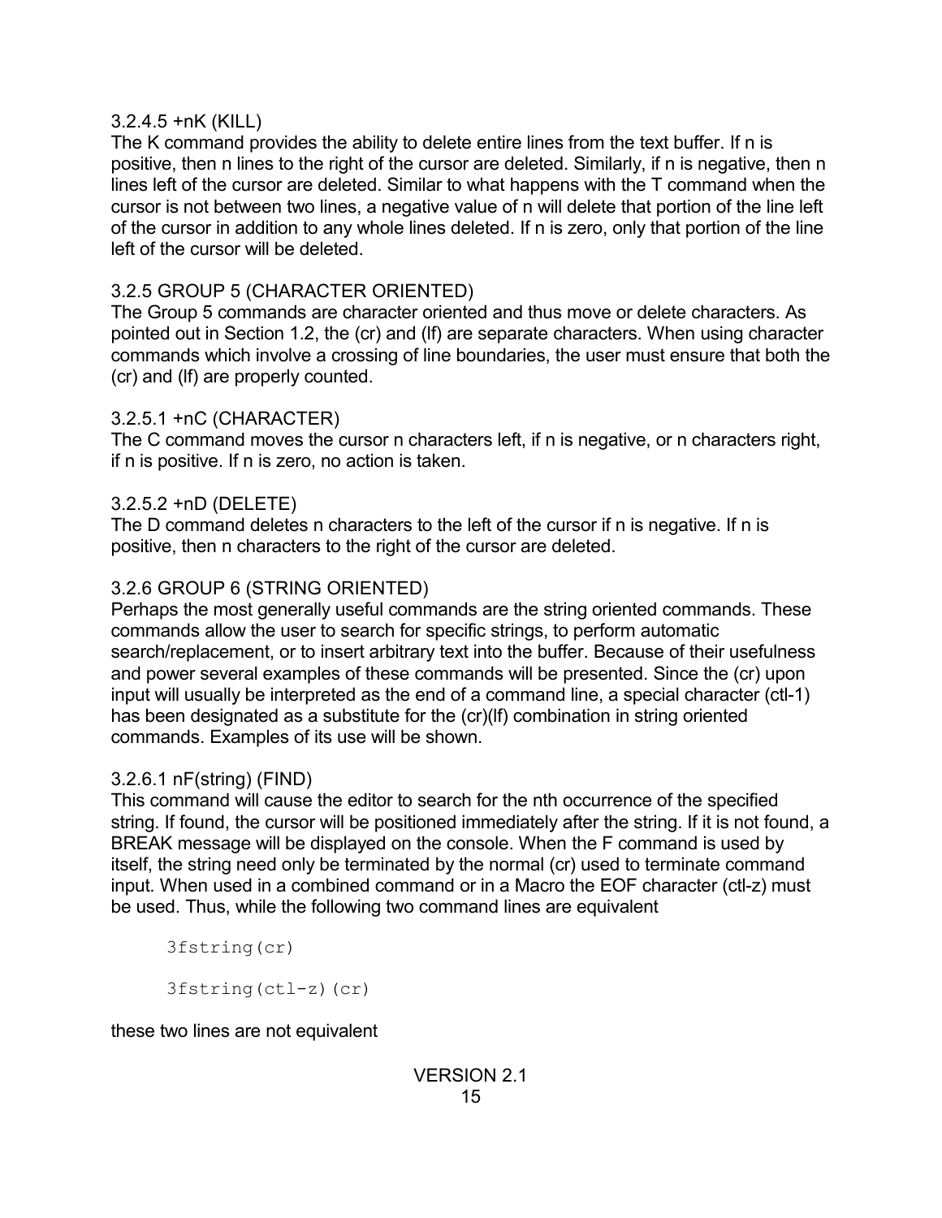### 3.2.4.5 +nK (KILL)

The K command provides the ability to delete entire lines from the text buffer. If n is positive, then n lines to the right of the cursor are deleted. Similarly, if n is negative, then n lines left of the cursor are deleted. Similar to what happens with the T command when the cursor is not between two lines, a negative value of n will delete that portion of the line left of the cursor in addition to any whole lines deleted. If n is zero, only that portion of the line left of the cursor will be deleted.

### 3.2.5 GROUP 5 (CHARACTER ORIENTED)

The Group 5 commands are character oriented and thus move or delete characters. As pointed out in Section 1.2, the (cr) and (lf) are separate characters. When using character commands which involve a crossing of line boundaries, the user must ensure that both the (cr) and (lf) are properly counted.

### 3.2.5.1 +nC (CHARACTER)

The C command moves the cursor n characters left, if n is negative, or n characters right, if n is positive. If n is zero, no action is taken.

### 3.2.5.2 +nD (DELETE)

The D command deletes n characters to the left of the cursor if n is negative. If n is positive, then n characters to the right of the cursor are deleted.

### 3.2.6 GROUP 6 (STRING ORIENTED)

Perhaps the most generally useful commands are the string oriented commands. These commands allow the user to search for specific strings, to perform automatic search/replacement, or to insert arbitrary text into the buffer. Because of their usefulness and power several examples of these commands will be presented. Since the (cr) upon input will usually be interpreted as the end of a command line, a special character (ctl-1) has been designated as a substitute for the (cr)(lf) combination in string oriented commands. Examples of its use will be shown.

### 3.2.6.1 nF(string) (FIND)

This command will cause the editor to search for the nth occurrence of the specified string. If found, the cursor will be positioned immediately after the string. If it is not found, a BREAK message will be displayed on the console. When the F command is used by itself, the string need only be terminated by the normal (cr) used to terminate command input. When used in a combined command or in a Macro the EOF character (ctl-z) must be used. Thus, while the following two command lines are equivalent

```
3fstring(cr)

3fstring(ctl-z)(cr)
```

these two lines are not equivalent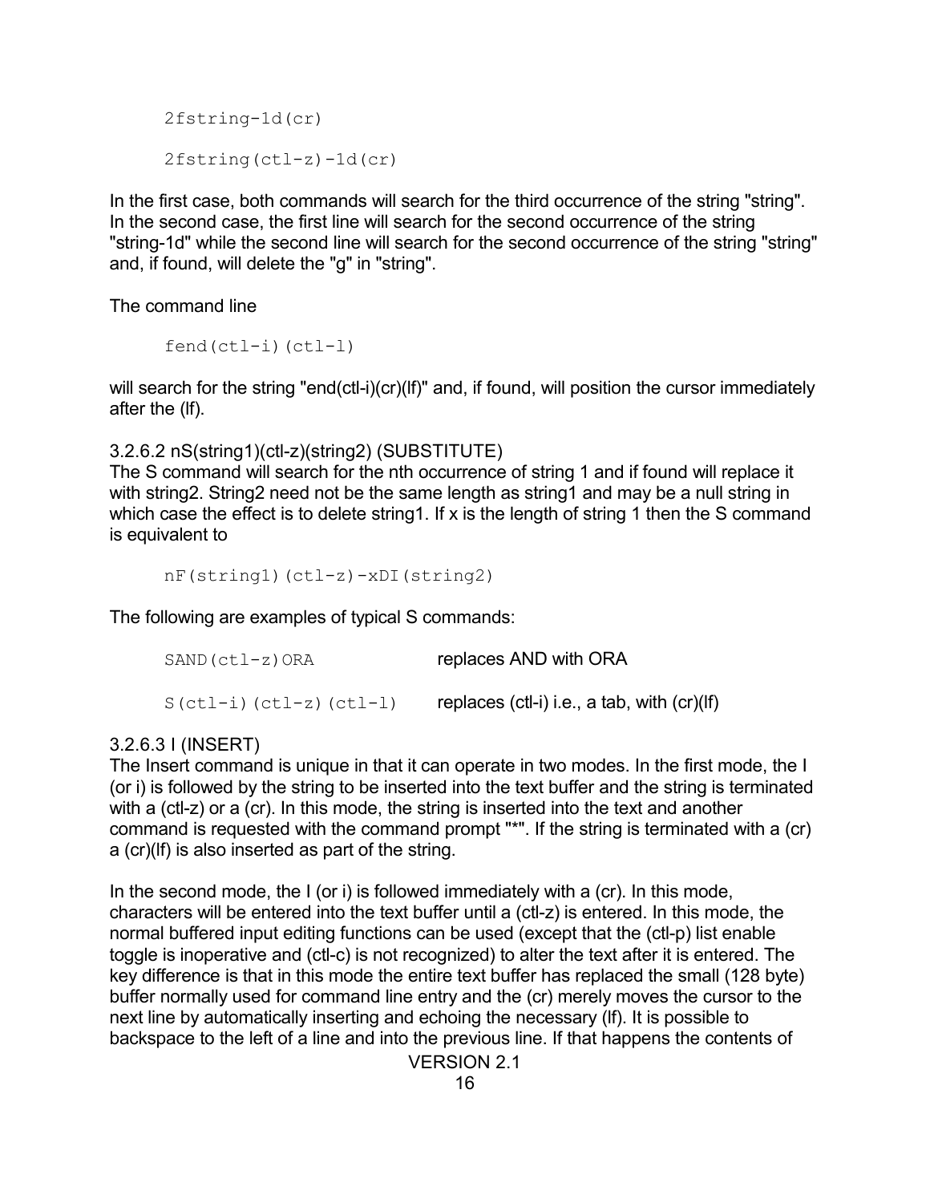```
2fstring-1d(cr)

2fstring(ctl-z)-1d(cr)
```

In the first case, both commands will search for the third occurrence of the string "string". In the second case, the first line will search for the second occurrence of the string "string-1d" while the second line will search for the second occurrence of the string "string" and, if found, will delete the "g" in "string".

The command line

```
fend(ctl-i)(ctl-l)
```

will search for the string "end(ctl-i)(cr)(lf)" and, if found, will position the cursor immediately after the (lf).

#### 3.2.6.2 nS(string1)(ctl-z)(string2) (SUBSTITUTE)

The S command will search for the nth occurrence of string 1 and if found will replace it with string2. String2 need not be the same length as string1 and may be a null string in which case the effect is to delete string1. If x is the length of string 1 then the S command is equivalent to

```
nF(string1)(ctl-z)-xDI(string2)
```

The following are examples of typical S commands:

| | |
|---|---|
| `SAND(ctl-z)ORA` | replaces AND with ORA |
| `S(ctl-i)(ctl-z)(ctl-l)` | replaces (ctl-i) i.e., a tab, with (cr)(lf) |

#### 3.2.6.3 I (INSERT)

The Insert command is unique in that it can operate in two modes. In the first mode, the I (or i) is followed by the string to be inserted into the text buffer and the string is terminated with a (ctl-z) or a (cr). In this mode, the string is inserted into the text and another command is requested with the command prompt "*". If the string is terminated with a (cr) a (cr)(lf) is also inserted as part of the string.

In the second mode, the I (or i) is followed immediately with a (cr). In this mode, characters will be entered into the text buffer until a (ctl-z) is entered. In this mode, the normal buffered input editing functions can be used (except that the (ctl-p) list enable toggle is inoperative and (ctl-c) is not recognized) to alter the text after it is entered. The key difference is that in this mode the entire text buffer has replaced the small (128 byte) buffer normally used for command line entry and the (cr) merely moves the cursor to the next line by automatically inserting and echoing the necessary (lf). It is possible to backspace to the left of a line and into the previous line. If that happens the contents of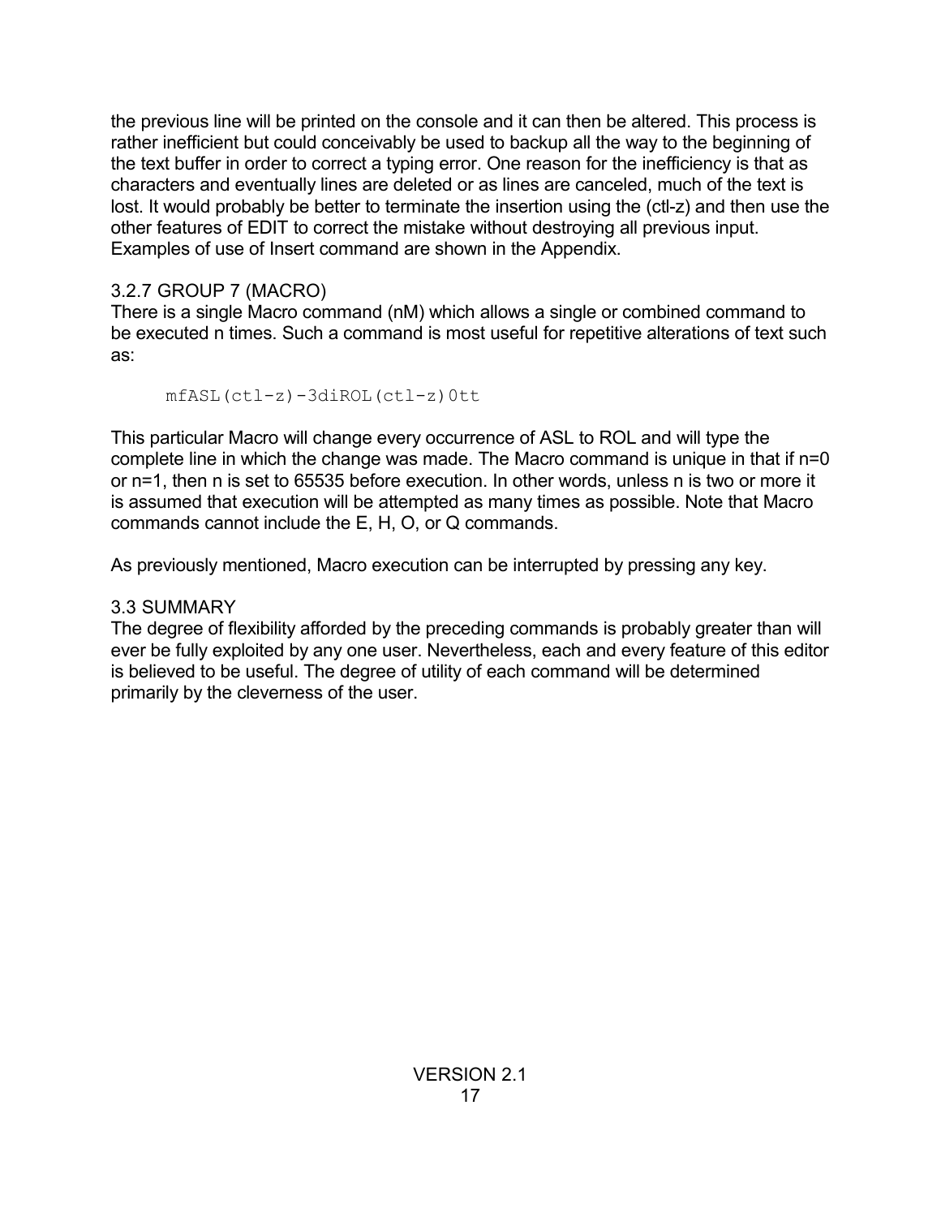the previous line will be printed on the console and it can then be altered. This process is rather inefficient but could conceivably be used to backup all the way to the beginning of the text buffer in order to correct a typing error. One reason for the inefficiency is that as characters and eventually lines are deleted or as lines are canceled, much of the text is lost. It would probably be better to terminate the insertion using the (ctl-z) and then use the other features of EDIT to correct the mistake without destroying all previous input. Examples of use of Insert command are shown in the Appendix.

### 3.2.7 GROUP 7 (MACRO)

There is a single Macro command (nM) which allows a single or combined command to be executed n times. Such a command is most useful for repetitive alterations of text such as:

```
mfASL(ctl-z)-3diROL(ctl-z)0tt
```

This particular Macro will change every occurrence of ASL to ROL and will type the complete line in which the change was made. The Macro command is unique in that if n=0 or n=1, then n is set to 65535 before execution. In other words, unless n is two or more it is assumed that execution will be attempted as many times as possible. Note that Macro commands cannot include the E, H, O, or Q commands.

As previously mentioned, Macro execution can be interrupted by pressing any key.

## 3.3 SUMMARY

The degree of flexibility afforded by the preceding commands is probably greater than will ever be fully exploited by any one user. Nevertheless, each and every feature of this editor is believed to be useful. The degree of utility of each command will be determined primarily by the cleverness of the user.

VERSION 2.1